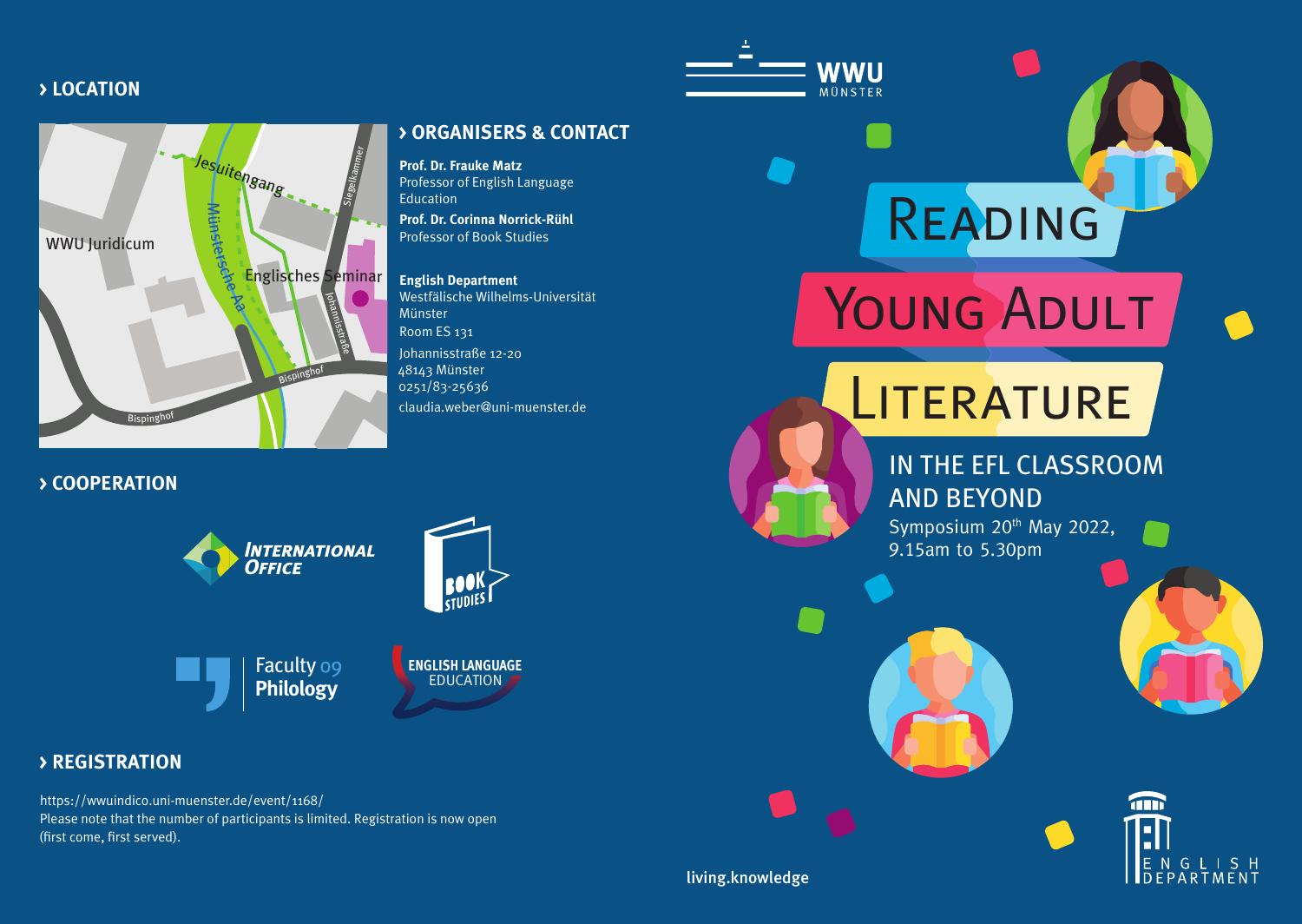## › LOCATION

WWU Juridicum

Jesuitengang

Münstersche Aa

Englisches Seminar

Siegelkammer

Johannisstraße

Bispinghof

Bispinghof

## › ORGANISERS & CONTACT

**Prof. Dr. Frauke Matz**
Professor of English Language Education

**Prof. Dr. Corinna Norrick-Rühl**
Professor of Book Studies

**English Department**
Westfälische Wilhelms-Universität Münster
Room ES 131
Johannisstraße 12-20
48143 Münster
0251/83-25636
claudia.weber@uni-muenster.de

## › COOPERATION

International Office

Book Studies

Faculty 09 Philology

English Language Education

## › REGISTRATION

https://wwuindico.uni-muenster.de/event/1168/
Please note that the number of participants is limited. Registration is now open (first come, first served).

WWU MÜNSTER

# Reading Young Adult Literature

## in the EFL Classroom and Beyond

Symposium 20th May 2022,
9.15am to 5.30pm

living.knowledge

English Department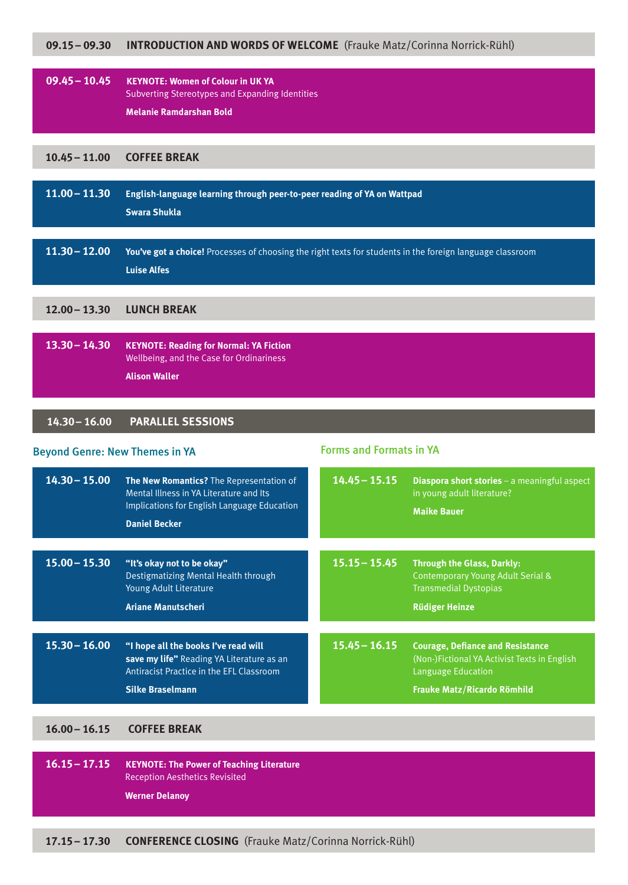**09.15 – 09.30** **INTRODUCTION AND WORDS OF WELCOME** (Frauke Matz/Corinna Norrick-Rühl)

**09.45 – 10.45** **KEYNOTE: Women of Colour in UK YA**
Subverting Stereotypes and Expanding Identities
**Melanie Ramdarshan Bold**

**10.45 – 11.00** **COFFEE BREAK**

**11.00 – 11.30** **English-language learning through peer-to-peer reading of YA on Wattpad**
**Swara Shukla**

**11.30 – 12.00** **You've got a choice!** Processes of choosing the right texts for students in the foreign language classroom
**Luise Alfes**

**12.00 – 13.30** **LUNCH BREAK**

**13.30 – 14.30** **KEYNOTE: Reading for Normal: YA Fiction**
Wellbeing, and the Case for Ordinariness
**Alison Waller**

## 14.30 – 16.00 PARALLEL SESSIONS

### Beyond Genre: New Themes in YA

**14.30 – 15.00** **The New Romantics?** The Representation of Mental Illness in YA Literature and Its Implications for English Language Education
**Daniel Becker**

**15.00 – 15.30** **"It's okay not to be okay"**
Destigmatizing Mental Health through Young Adult Literature
**Ariane Manutscheri**

**15.30 – 16.00** **"I hope all the books I've read will save my life"** Reading YA Literature as an Antiracist Practice in the EFL Classroom
**Silke Braselmann**

### Forms and Formats in YA

**14.45 – 15.15** **Diaspora short stories** – a meaningful aspect in young adult literature?
**Maike Bauer**

**15.15 – 15.45** **Through the Glass, Darkly:**
Contemporary Young Adult Serial & Transmedial Dystopias
**Rüdiger Heinze**

**15.45 – 16.15** **Courage, Defiance and Resistance**
(Non-)Fictional YA Activist Texts in English Language Education
**Frauke Matz/Ricardo Römhild**

**16.00 – 16.15** **COFFEE BREAK**

**16.15 – 17.15** **KEYNOTE: The Power of Teaching Literature**
Reception Aesthetics Revisited
**Werner Delanoy**

**17.15 – 17.30** **CONFERENCE CLOSING** (Frauke Matz/Corinna Norrick-Rühl)